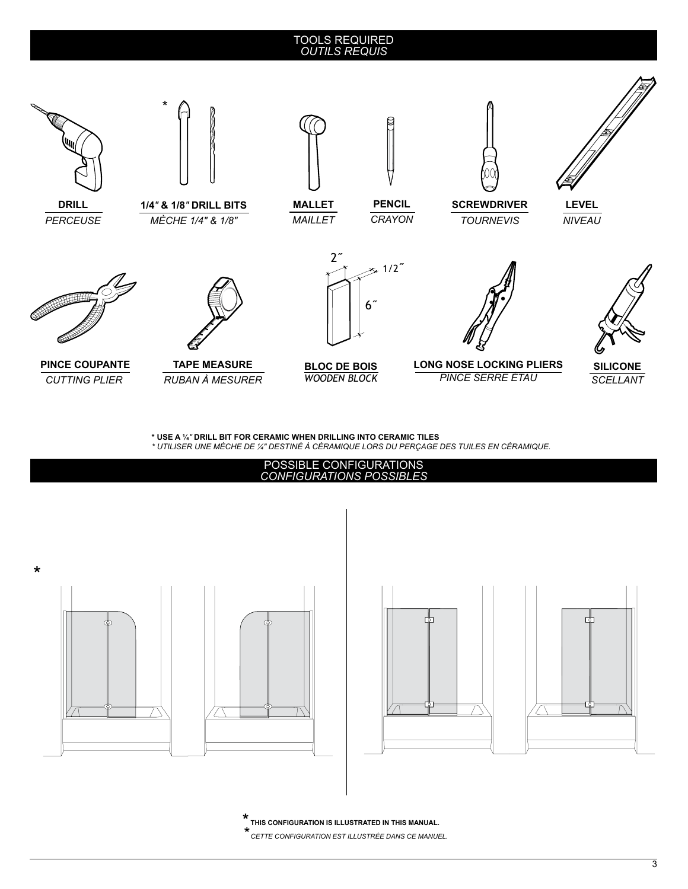## TOOLS REQUIRED
## *OUTILS REQUIS*

**DRILL**
*PERCEUSE*

*
**1/4″ & 1/8″ DRILL BITS**
*MÈCHE 1/4" & 1/8"*

**MALLET**
*MAILLET*

**PENCIL**
*CRAYON*

**SCREWDRIVER**
*TOURNEVIS*

**LEVEL**
*NIVEAU*

**PINCE COUPANTE**
*CUTTING PLIER*

**TAPE MEASURE**
*RUBAN À MESURER*

2″
1/2″
6″
**BLOC DE BOIS**
*WOODEN BLOCK*

**LONG NOSE LOCKING PLIERS**
*PINCE SERRE ÉTAU*

**SILICONE**
*SCELLANT*

**\* USE A ¼″ DRILL BIT FOR CERAMIC WHEN DRILLING INTO CERAMIC TILES**
*\* UTILISER UNE MÈCHE DE ¼" DESTINÉ À CÉRAMIQUE LORS DU PERÇAGE DES TUILES EN CÉRAMIQUE.*

## POSSIBLE CONFIGURATIONS
## *CONFIGURATIONS POSSIBLES*

*

**\* THIS CONFIGURATION IS ILLUSTRATED IN THIS MANUAL.**
*\* CETTE CONFIGURATION EST ILLUSTRÉE DANS CE MANUEL.*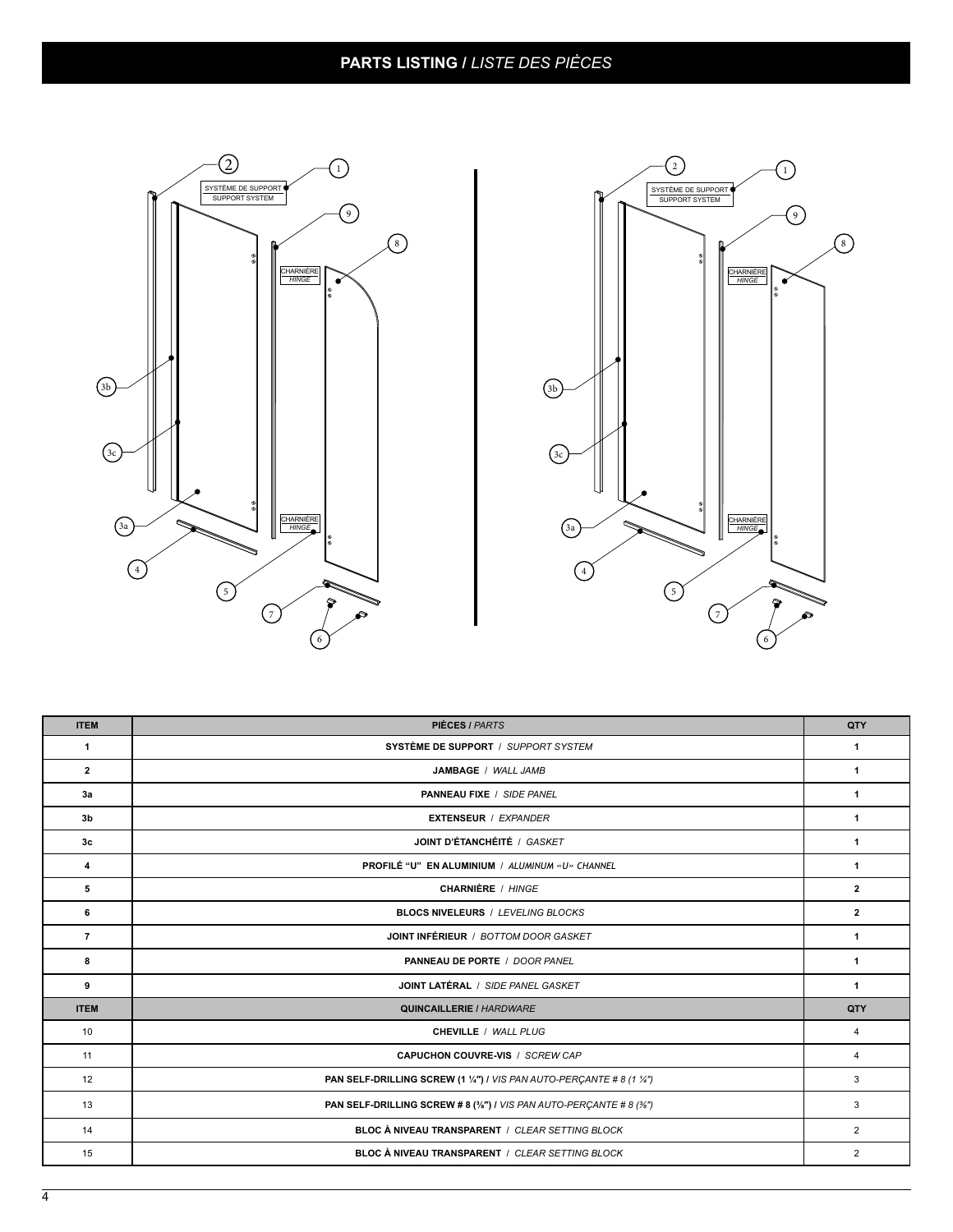## PARTS LISTING / *LISTE DES PIÈCES*

| ITEM | PIÈCES / *PARTS* | QTY |
|---|---|---|
| 1 | **SYSTÈME DE SUPPORT** / *SUPPORT SYSTEM* | 1 |
| 2 | **JAMBAGE** / *WALL JAMB* | 1 |
| 3a | **PANNEAU FIXE** / *SIDE PANEL* | 1 |
| 3b | **EXTENSEUR** / *EXPANDER* | 1 |
| 3c | **JOINT D'ÉTANCHÉITÉ** / *GASKET* | 1 |
| 4 | **PROFILÉ "U" EN ALUMINIUM** / *ALUMINUM «U» CHANNEL* | 1 |
| 5 | **CHARNIÈRE** / *HINGE* | 2 |
| 6 | **BLOCS NIVELEURS** / *LEVELING BLOCKS* | 2 |
| 7 | **JOINT INFÉRIEUR** / *BOTTOM DOOR GASKET* | 1 |
| 8 | **PANNEAU DE PORTE** / *DOOR PANEL* | 1 |
| 9 | **JOINT LATÉRAL** / *SIDE PANEL GASKET* | 1 |
| **ITEM** | **QUINCAILLERIE** / *HARDWARE* | **QTY** |
| 10 | **CHEVILLE** / *WALL PLUG* | 4 |
| 11 | **CAPUCHON COUVRE-VIS** / *SCREW CAP* | 4 |
| 12 | **PAN SELF-DRILLING SCREW (1 ¼")** / *VIS PAN AUTO-PERÇANTE # 8 (1 ¼")* | 3 |
| 13 | **PAN SELF-DRILLING SCREW # 8 (⅜")** / *VIS PAN AUTO-PERÇANTE # 8 (⅜")* | 3 |
| 14 | **BLOC À NIVEAU TRANSPARENT** / *CLEAR SETTING BLOCK* | 2 |
| 15 | **BLOC À NIVEAU TRANSPARENT** / *CLEAR SETTING BLOCK* | 2 |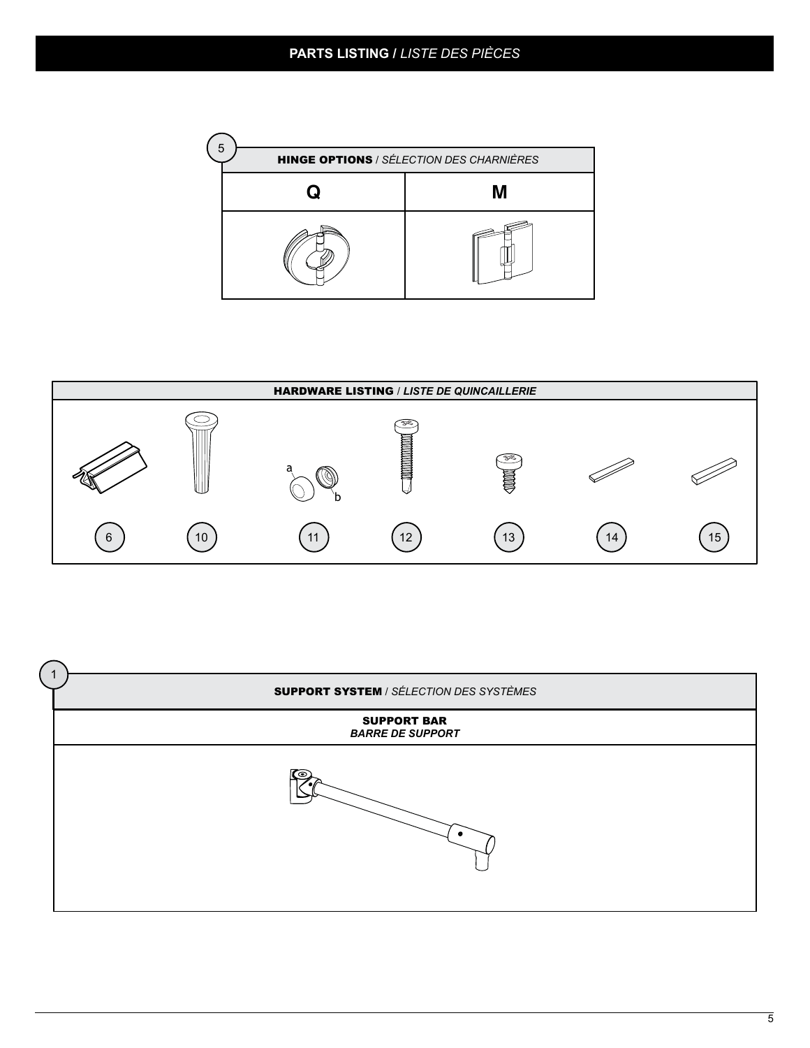## PARTS LISTING / *LISTE DES PIÈCES*

5

| HINGE OPTIONS / *SÉLECTION DES CHARNIÈRES* | |
|---|---|
| Q | M |

| HARDWARE LISTING / *LISTE DE QUINCAILLERIE* | | | | | | |
|---|---|---|---|---|---|---|
| 6 | 10 | 11 (a, b) | 12 | 13 | 14 | 15 |

1

**SUPPORT SYSTEM** / *SÉLECTION DES SYSTÈMES*

**SUPPORT BAR**
***BARRE DE SUPPORT***